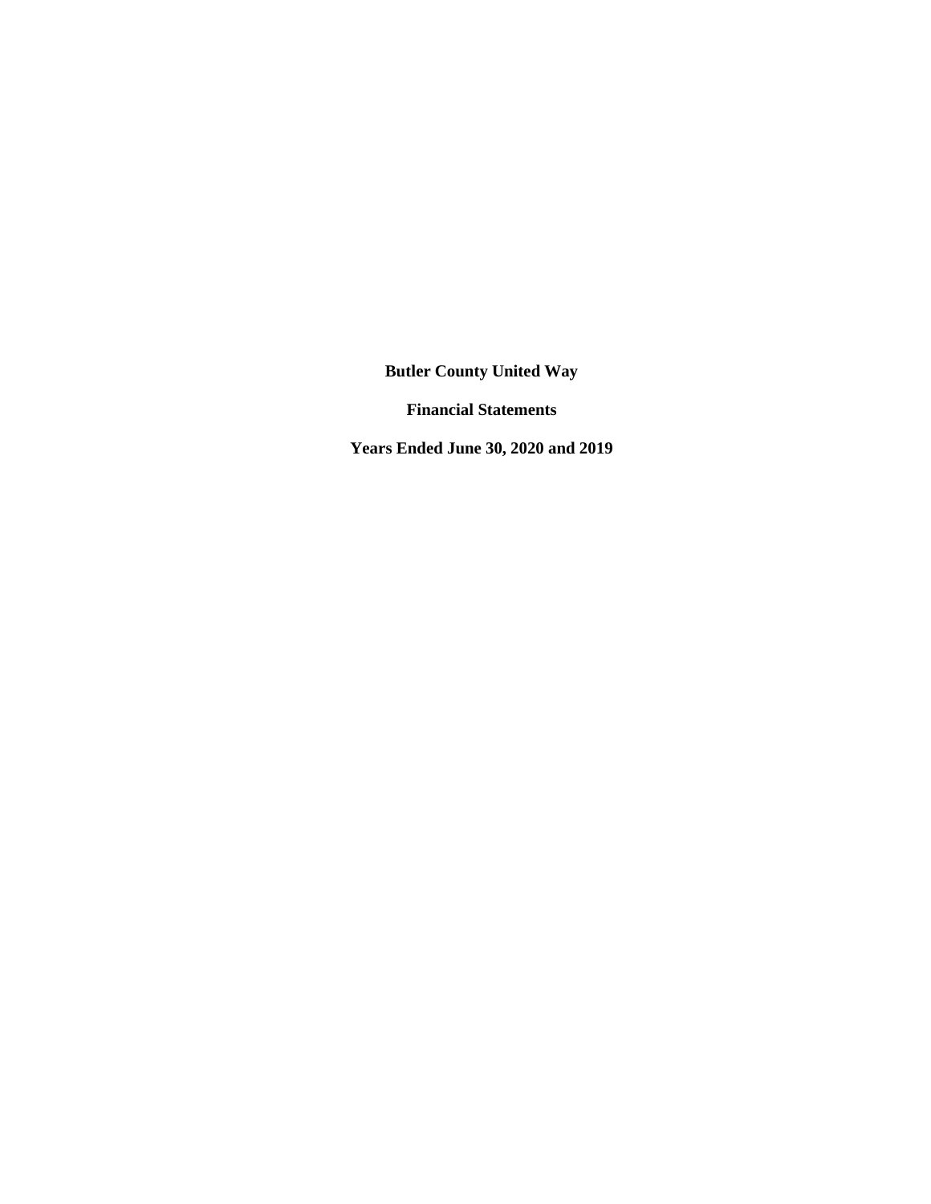**Butler County United Way**

**Financial Statements**

**Years Ended June 30, 2020 and 2019**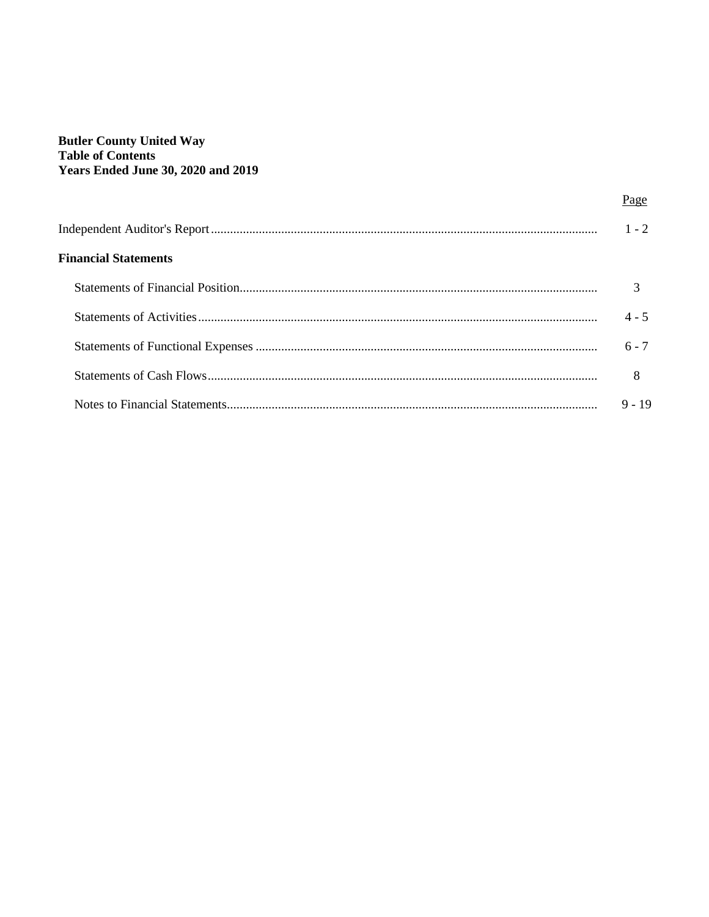**Butler County United Way**
**Table of Contents**
**Years Ended June 30, 2020 and 2019**

| | Page |
|---|---|
| Independent Auditor's Report | 1 - 2 |
| **Financial Statements** | |
| Statements of Financial Position | 3 |
| Statements of Activities | 4 - 5 |
| Statements of Functional Expenses | 6 - 7 |
| Statements of Cash Flows | 8 |
| Notes to Financial Statements | 9 - 19 |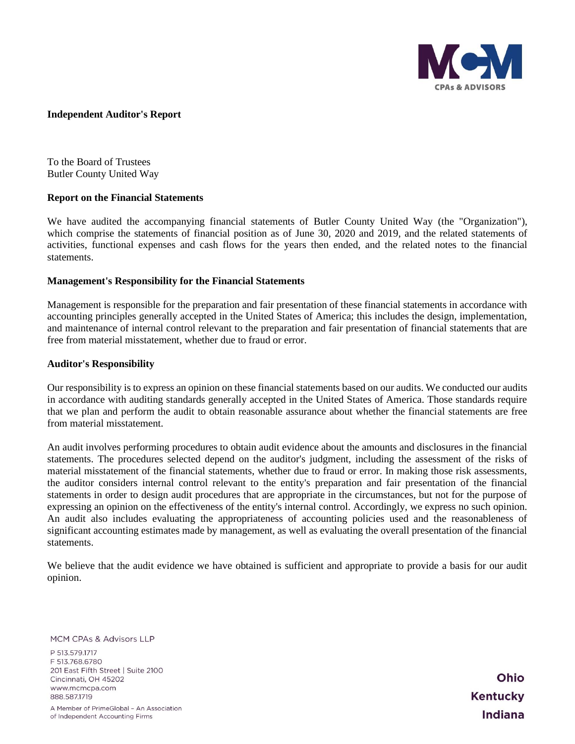**Independent Auditor's Report**

To the Board of Trustees
Butler County United Way

**Report on the Financial Statements**

We have audited the accompanying financial statements of Butler County United Way (the "Organization"), which comprise the statements of financial position as of June 30, 2020 and 2019, and the related statements of activities, functional expenses and cash flows for the years then ended, and the related notes to the financial statements.

**Management's Responsibility for the Financial Statements**

Management is responsible for the preparation and fair presentation of these financial statements in accordance with accounting principles generally accepted in the United States of America; this includes the design, implementation, and maintenance of internal control relevant to the preparation and fair presentation of financial statements that are free from material misstatement, whether due to fraud or error.

**Auditor's Responsibility**

Our responsibility is to express an opinion on these financial statements based on our audits. We conducted our audits in accordance with auditing standards generally accepted in the United States of America. Those standards require that we plan and perform the audit to obtain reasonable assurance about whether the financial statements are free from material misstatement.

An audit involves performing procedures to obtain audit evidence about the amounts and disclosures in the financial statements. The procedures selected depend on the auditor's judgment, including the assessment of the risks of material misstatement of the financial statements, whether due to fraud or error. In making those risk assessments, the auditor considers internal control relevant to the entity's preparation and fair presentation of the financial statements in order to design audit procedures that are appropriate in the circumstances, but not for the purpose of expressing an opinion on the effectiveness of the entity's internal control. Accordingly, we express no such opinion. An audit also includes evaluating the appropriateness of accounting policies used and the reasonableness of significant accounting estimates made by management, as well as evaluating the overall presentation of the financial statements.

We believe that the audit evidence we have obtained is sufficient and appropriate to provide a basis for our audit opinion.

MCM CPAs & Advisors LLP

P 513.579.1717
F 513.768.6780
201 East Fifth Street | Suite 2100
Cincinnati, OH 45202
www.mcmcpa.com
888.587.1719

A Member of PrimeGlobal – An Association of Independent Accounting Firms

Ohio
Kentucky
Indiana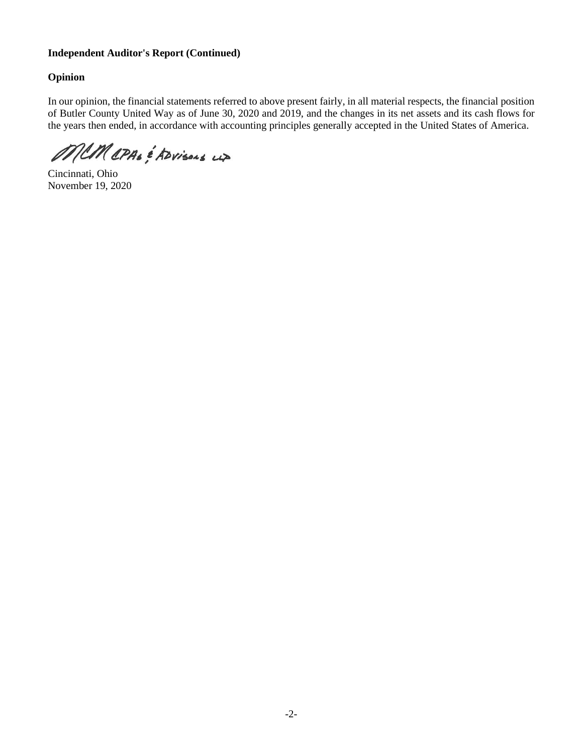**Independent Auditor's Report (Continued)**

**Opinion**

In our opinion, the financial statements referred to above present fairly, in all material respects, the financial position of Butler County United Way as of June 30, 2020 and 2019, and the changes in its net assets and its cash flows for the years then ended, in accordance with accounting principles generally accepted in the United States of America.

MCM CPAs & Advisors LLP

Cincinnati, Ohio
November 19, 2020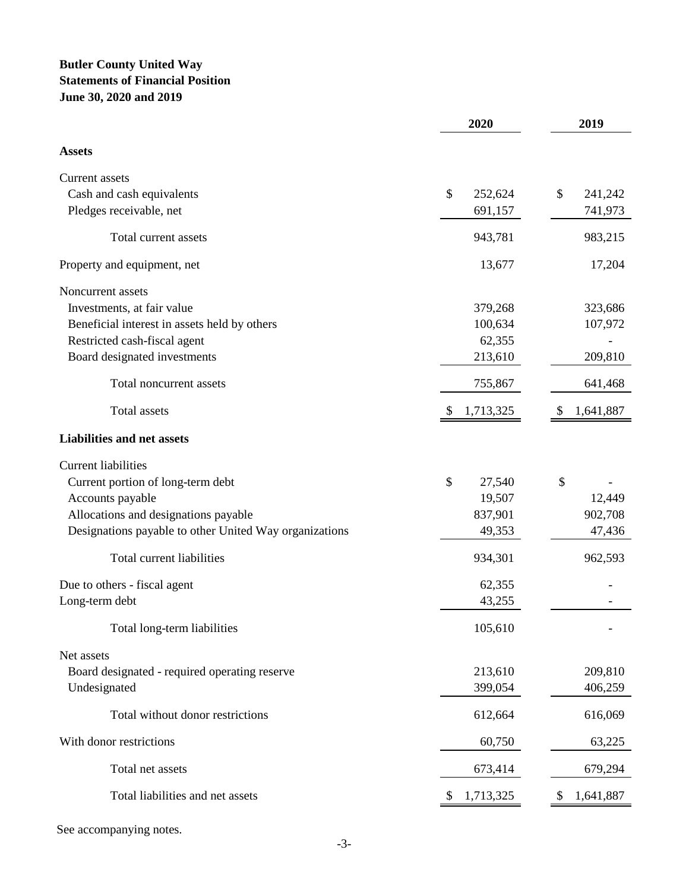**Butler County United Way**
**Statements of Financial Position**
**June 30, 2020 and 2019**

| | 2020 | 2019 |
|---|---|---|
| **Assets** | | |
| Current assets | | |
| Cash and cash equivalents | $ 252,624 | $ 241,242 |
| Pledges receivable, net | 691,157 | 741,973 |
| Total current assets | 943,781 | 983,215 |
| Property and equipment, net | 13,677 | 17,204 |
| Noncurrent assets | | |
| Investments, at fair value | 379,268 | 323,686 |
| Beneficial interest in assets held by others | 100,634 | 107,972 |
| Restricted cash-fiscal agent | 62,355 | - |
| Board designated investments | 213,610 | 209,810 |
| Total noncurrent assets | 755,867 | 641,468 |
| Total assets | $ 1,713,325 | $ 1,641,887 |
| **Liabilities and net assets** | | |
| Current liabilities | | |
| Current portion of long-term debt | $ 27,540 | $ - |
| Accounts payable | 19,507 | 12,449 |
| Allocations and designations payable | 837,901 | 902,708 |
| Designations payable to other United Way organizations | 49,353 | 47,436 |
| Total current liabilities | 934,301 | 962,593 |
| Due to others - fiscal agent | 62,355 | - |
| Long-term debt | 43,255 | - |
| Total long-term liabilities | 105,610 | - |
| Net assets | | |
| Board designated - required operating reserve | 213,610 | 209,810 |
| Undesignated | 399,054 | 406,259 |
| Total without donor restrictions | 612,664 | 616,069 |
| With donor restrictions | 60,750 | 63,225 |
| Total net assets | 673,414 | 679,294 |
| Total liabilities and net assets | $ 1,713,325 | $ 1,641,887 |

See accompanying notes.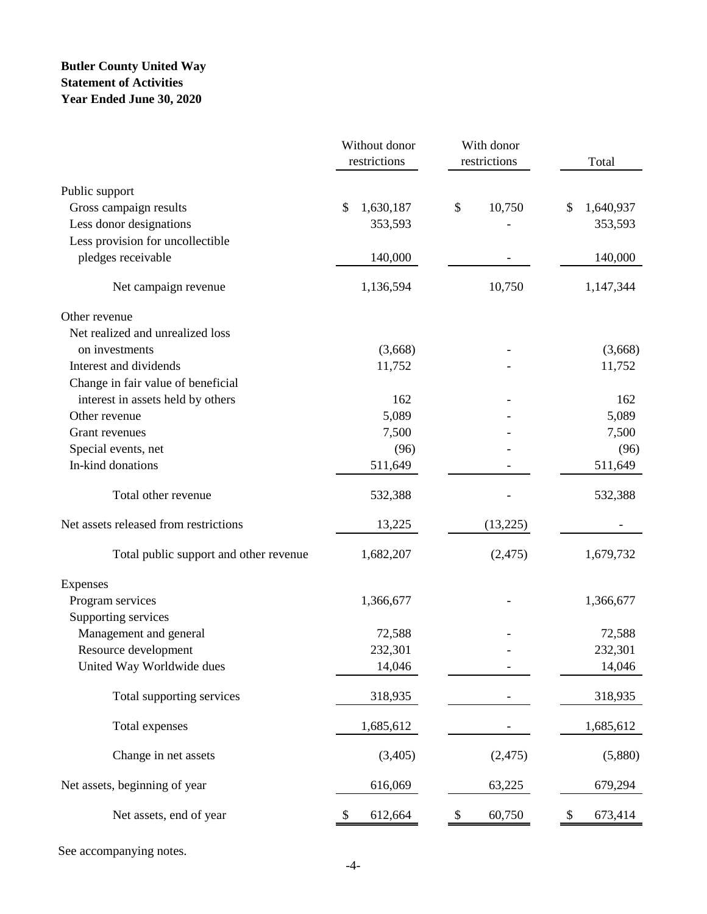**Butler County United Way**
**Statement of Activities**
**Year Ended June 30, 2020**

| | Without donor restrictions | With donor restrictions | Total |
|---|---|---|---|
| Public support | | | |
| Gross campaign results | $ 1,630,187 | $ 10,750 | $ 1,640,937 |
| Less donor designations | 353,593 | - | 353,593 |
| Less provision for uncollectible pledges receivable | 140,000 | - | 140,000 |
| Net campaign revenue | 1,136,594 | 10,750 | 1,147,344 |
| Other revenue | | | |
| Net realized and unrealized loss on investments | (3,668) | - | (3,668) |
| Interest and dividends | 11,752 | - | 11,752 |
| Change in fair value of beneficial interest in assets held by others | 162 | - | 162 |
| Other revenue | 5,089 | - | 5,089 |
| Grant revenues | 7,500 | - | 7,500 |
| Special events, net | (96) | - | (96) |
| In-kind donations | 511,649 | - | 511,649 |
| Total other revenue | 532,388 | - | 532,388 |
| Net assets released from restrictions | 13,225 | (13,225) | - |
| Total public support and other revenue | 1,682,207 | (2,475) | 1,679,732 |
| Expenses | | | |
| Program services | 1,366,677 | - | 1,366,677 |
| Supporting services | | | |
| Management and general | 72,588 | - | 72,588 |
| Resource development | 232,301 | - | 232,301 |
| United Way Worldwide dues | 14,046 | - | 14,046 |
| Total supporting services | 318,935 | - | 318,935 |
| Total expenses | 1,685,612 | - | 1,685,612 |
| Change in net assets | (3,405) | (2,475) | (5,880) |
| Net assets, beginning of year | 616,069 | 63,225 | 679,294 |
| Net assets, end of year | $ 612,664 | $ 60,750 | $ 673,414 |

See accompanying notes.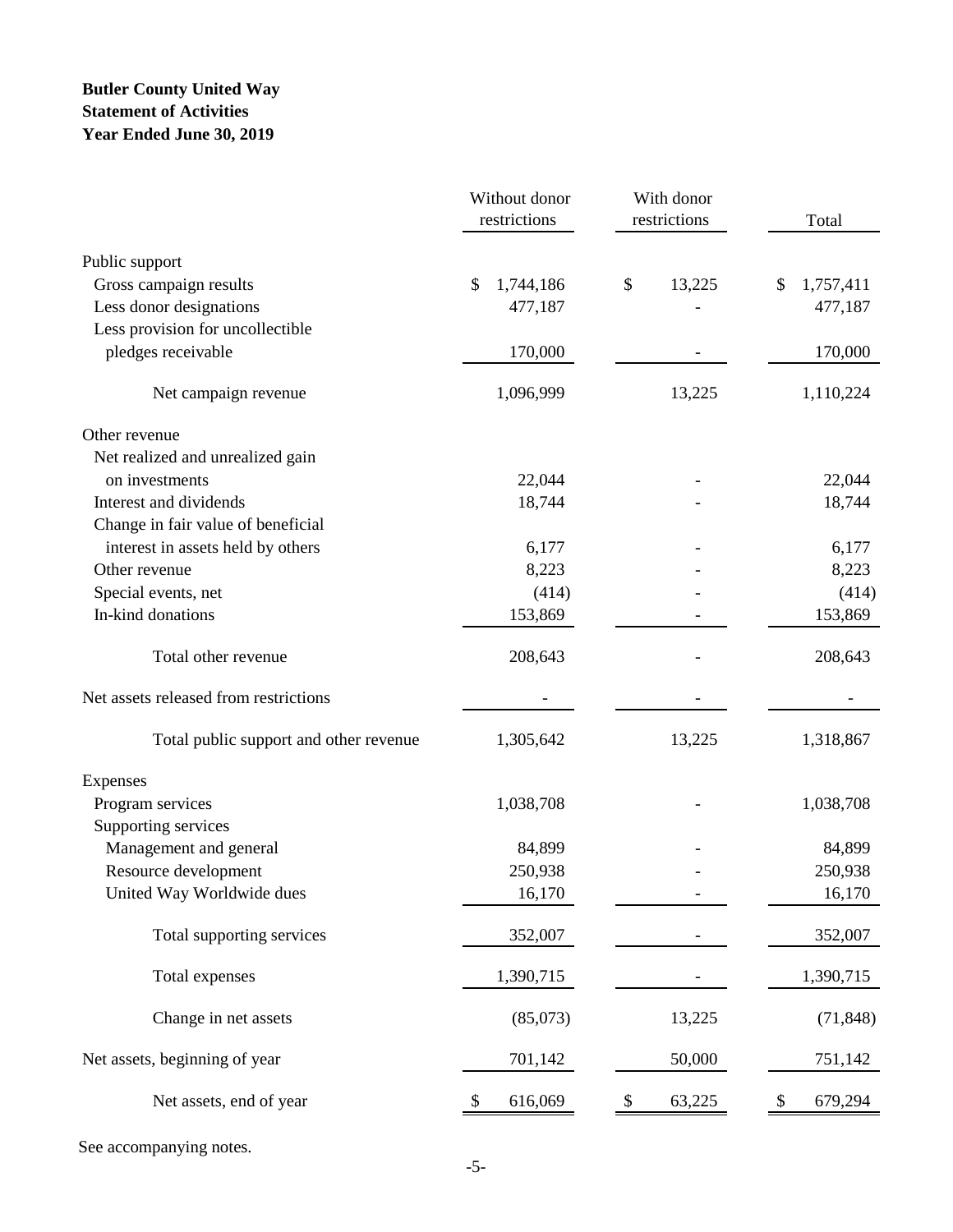**Butler County United Way**
**Statement of Activities**
**Year Ended June 30, 2019**

| | Without donor restrictions | With donor restrictions | Total |
|---|---|---|---|
| Public support | | | |
| Gross campaign results | $ 1,744,186 | $ 13,225 | $ 1,757,411 |
| Less donor designations | 477,187 | - | 477,187 |
| Less provision for uncollectible pledges receivable | 170,000 | - | 170,000 |
| Net campaign revenue | 1,096,999 | 13,225 | 1,110,224 |
| Other revenue | | | |
| Net realized and unrealized gain on investments | 22,044 | - | 22,044 |
| Interest and dividends | 18,744 | - | 18,744 |
| Change in fair value of beneficial interest in assets held by others | 6,177 | - | 6,177 |
| Other revenue | 8,223 | - | 8,223 |
| Special events, net | (414) | - | (414) |
| In-kind donations | 153,869 | - | 153,869 |
| Total other revenue | 208,643 | - | 208,643 |
| Net assets released from restrictions | - | - | - |
| Total public support and other revenue | 1,305,642 | 13,225 | 1,318,867 |
| Expenses | | | |
| Program services | 1,038,708 | - | 1,038,708 |
| Supporting services | | | |
| Management and general | 84,899 | - | 84,899 |
| Resource development | 250,938 | - | 250,938 |
| United Way Worldwide dues | 16,170 | - | 16,170 |
| Total supporting services | 352,007 | - | 352,007 |
| Total expenses | 1,390,715 | - | 1,390,715 |
| Change in net assets | (85,073) | 13,225 | (71,848) |
| Net assets, beginning of year | 701,142 | 50,000 | 751,142 |
| Net assets, end of year | $ 616,069 | $ 63,225 | $ 679,294 |

See accompanying notes.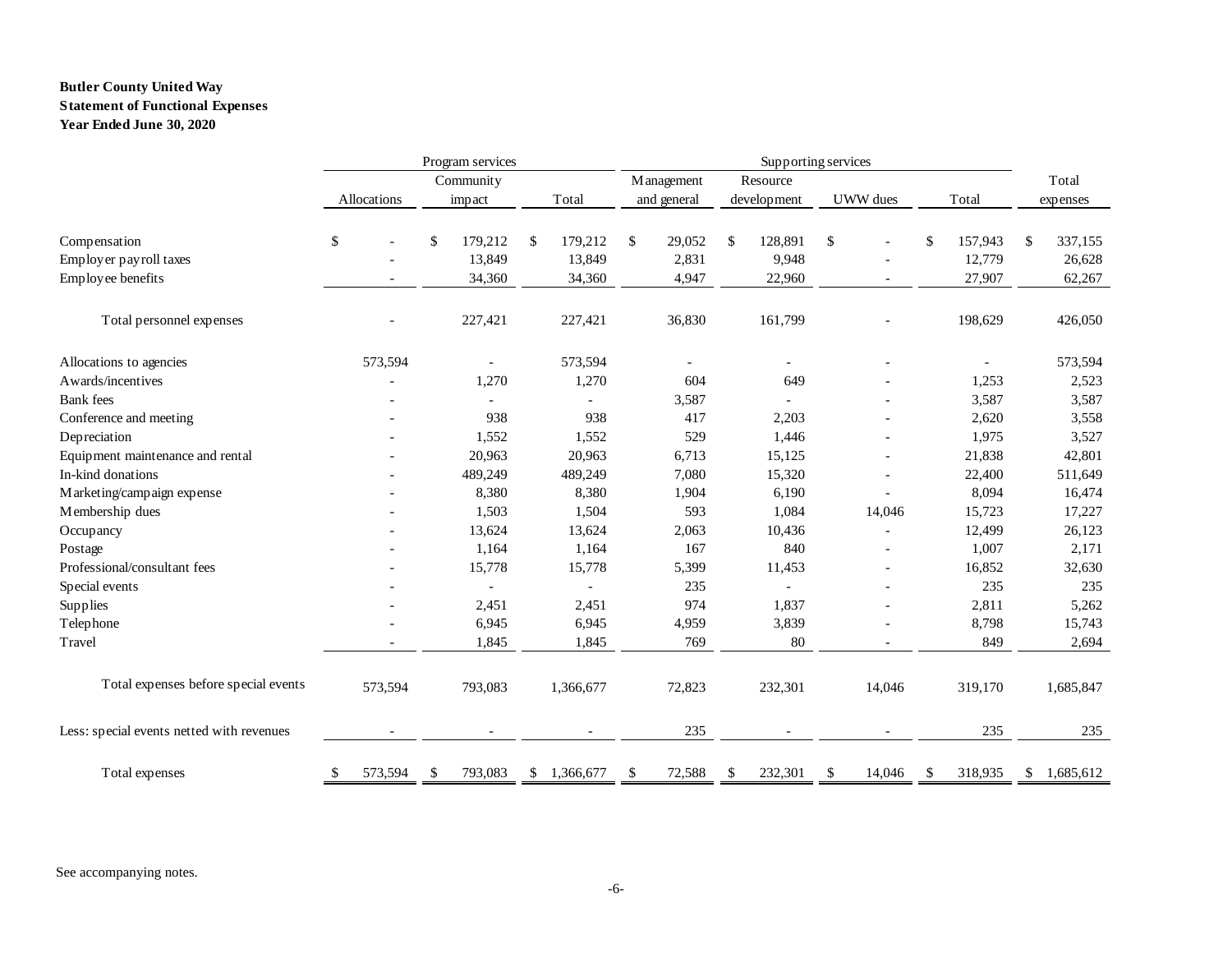**Butler County United Way**
**Statement of Functional Expenses**
**Year Ended June 30, 2020**

| | Program services | | | Supporting services | | | | |
|---|---|---|---|---|---|---|---|---|
| | Allocations | Community impact | Total | Management and general | Resource development | UWW dues | Total | Total expenses |
| Compensation | $ - | $ 179,212 | $ 179,212 | $ 29,052 | $ 128,891 | $ - | $ 157,943 | $ 337,155 |
| Employer payroll taxes | - | 13,849 | 13,849 | 2,831 | 9,948 | - | 12,779 | 26,628 |
| Employee benefits | - | 34,360 | 34,360 | 4,947 | 22,960 | - | 27,907 | 62,267 |
| Total personnel expenses | - | 227,421 | 227,421 | 36,830 | 161,799 | - | 198,629 | 426,050 |
| Allocations to agencies | 573,594 | - | 573,594 | - | - | - | - | 573,594 |
| Awards/incentives | - | 1,270 | 1,270 | 604 | 649 | - | 1,253 | 2,523 |
| Bank fees | - | - | - | 3,587 | - | - | 3,587 | 3,587 |
| Conference and meeting | - | 938 | 938 | 417 | 2,203 | - | 2,620 | 3,558 |
| Depreciation | - | 1,552 | 1,552 | 529 | 1,446 | - | 1,975 | 3,527 |
| Equipment maintenance and rental | - | 20,963 | 20,963 | 6,713 | 15,125 | - | 21,838 | 42,801 |
| In-kind donations | - | 489,249 | 489,249 | 7,080 | 15,320 | - | 22,400 | 511,649 |
| Marketing/campaign expense | - | 8,380 | 8,380 | 1,904 | 6,190 | - | 8,094 | 16,474 |
| Membership dues | - | 1,503 | 1,504 | 593 | 1,084 | 14,046 | 15,723 | 17,227 |
| Occupancy | - | 13,624 | 13,624 | 2,063 | 10,436 | - | 12,499 | 26,123 |
| Postage | - | 1,164 | 1,164 | 167 | 840 | - | 1,007 | 2,171 |
| Professional/consultant fees | - | 15,778 | 15,778 | 5,399 | 11,453 | - | 16,852 | 32,630 |
| Special events | - | - | - | 235 | - | - | 235 | 235 |
| Supplies | - | 2,451 | 2,451 | 974 | 1,837 | - | 2,811 | 5,262 |
| Telephone | - | 6,945 | 6,945 | 4,959 | 3,839 | - | 8,798 | 15,743 |
| Travel | - | 1,845 | 1,845 | 769 | 80 | - | 849 | 2,694 |
| Total expenses before special events | 573,594 | 793,083 | 1,366,677 | 72,823 | 232,301 | 14,046 | 319,170 | 1,685,847 |
| Less: special events netted with revenues | - | - | - | 235 | - | - | 235 | 235 |
| Total expenses | $ 573,594 | $ 793,083 | $ 1,366,677 | $ 72,588 | $ 232,301 | $ 14,046 | $ 318,935 | $ 1,685,612 |

See accompanying notes.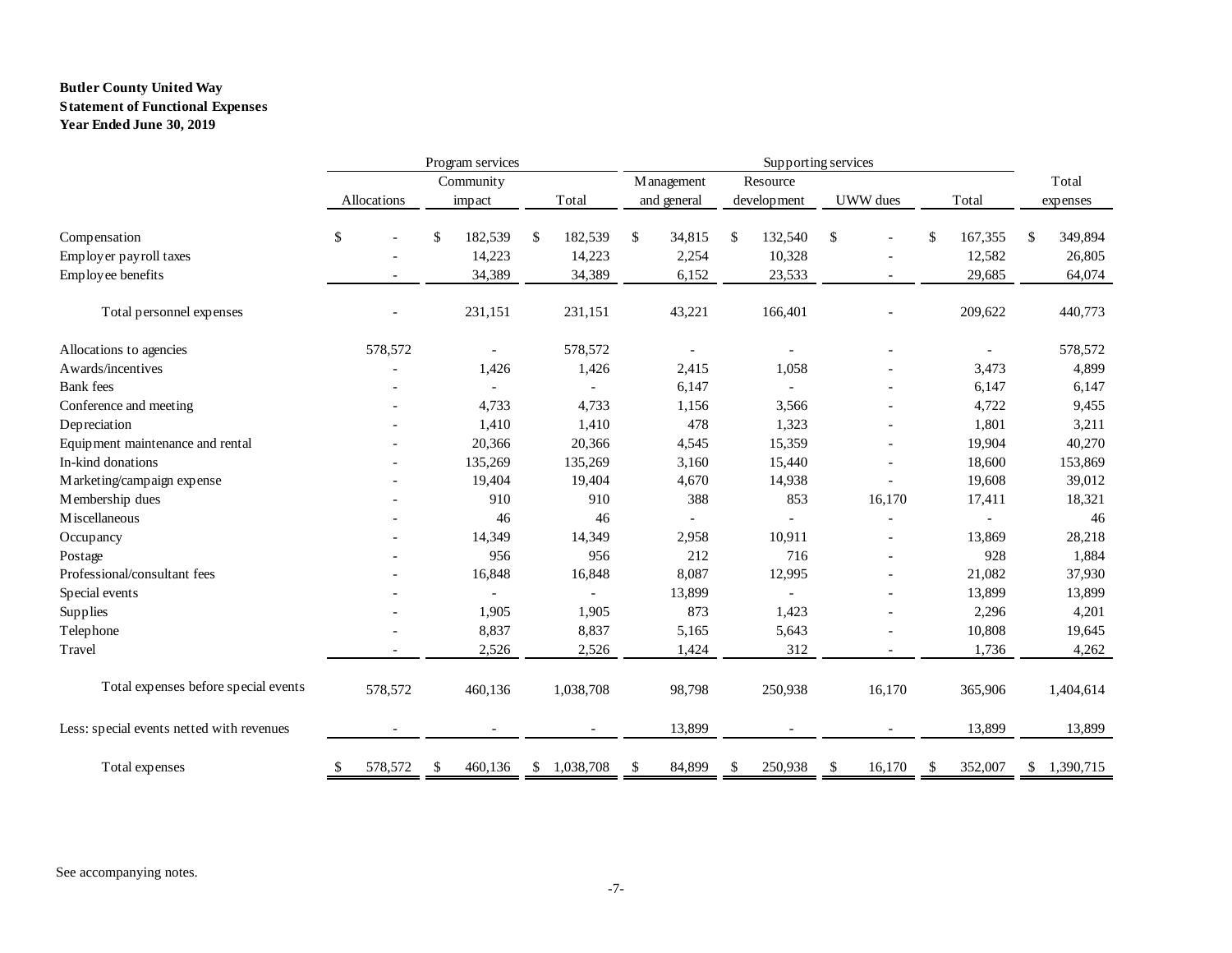**Butler County United Way**
**Statement of Functional Expenses**
**Year Ended June 30, 2019**

| | Program services | | | Supporting services | | | | |
|---|---|---|---|---|---|---|---|---|
| | Allocations | Community impact | Total | Management and general | Resource development | UWW dues | Total | Total expenses |
| Compensation | $ - | $ 182,539 | $ 182,539 | $ 34,815 | $ 132,540 | $ - | $ 167,355 | $ 349,894 |
| Employer payroll taxes | - | 14,223 | 14,223 | 2,254 | 10,328 | - | 12,582 | 26,805 |
| Employee benefits | - | 34,389 | 34,389 | 6,152 | 23,533 | - | 29,685 | 64,074 |
| Total personnel expenses | - | 231,151 | 231,151 | 43,221 | 166,401 | - | 209,622 | 440,773 |
| Allocations to agencies | 578,572 | - | 578,572 | - | - | - | - | 578,572 |
| Awards/incentives | - | 1,426 | 1,426 | 2,415 | 1,058 | - | 3,473 | 4,899 |
| Bank fees | - | - | - | 6,147 | - | - | 6,147 | 6,147 |
| Conference and meeting | - | 4,733 | 4,733 | 1,156 | 3,566 | - | 4,722 | 9,455 |
| Depreciation | - | 1,410 | 1,410 | 478 | 1,323 | - | 1,801 | 3,211 |
| Equipment maintenance and rental | - | 20,366 | 20,366 | 4,545 | 15,359 | - | 19,904 | 40,270 |
| In-kind donations | - | 135,269 | 135,269 | 3,160 | 15,440 | - | 18,600 | 153,869 |
| Marketing/campaign expense | - | 19,404 | 19,404 | 4,670 | 14,938 | - | 19,608 | 39,012 |
| Membership dues | - | 910 | 910 | 388 | 853 | 16,170 | 17,411 | 18,321 |
| Miscellaneous | - | 46 | 46 | - | - | - | - | 46 |
| Occupancy | - | 14,349 | 14,349 | 2,958 | 10,911 | - | 13,869 | 28,218 |
| Postage | - | 956 | 956 | 212 | 716 | - | 928 | 1,884 |
| Professional/consultant fees | - | 16,848 | 16,848 | 8,087 | 12,995 | - | 21,082 | 37,930 |
| Special events | - | - | - | 13,899 | - | - | 13,899 | 13,899 |
| Supplies | - | 1,905 | 1,905 | 873 | 1,423 | - | 2,296 | 4,201 |
| Telephone | - | 8,837 | 8,837 | 5,165 | 5,643 | - | 10,808 | 19,645 |
| Travel | - | 2,526 | 2,526 | 1,424 | 312 | - | 1,736 | 4,262 |
| Total expenses before special events | 578,572 | 460,136 | 1,038,708 | 98,798 | 250,938 | 16,170 | 365,906 | 1,404,614 |
| Less: special events netted with revenues | - | - | - | 13,899 | - | - | 13,899 | 13,899 |
| Total expenses | $ 578,572 | $ 460,136 | $ 1,038,708 | $ 84,899 | $ 250,938 | $ 16,170 | $ 352,007 | $ 1,390,715 |

See accompanying notes.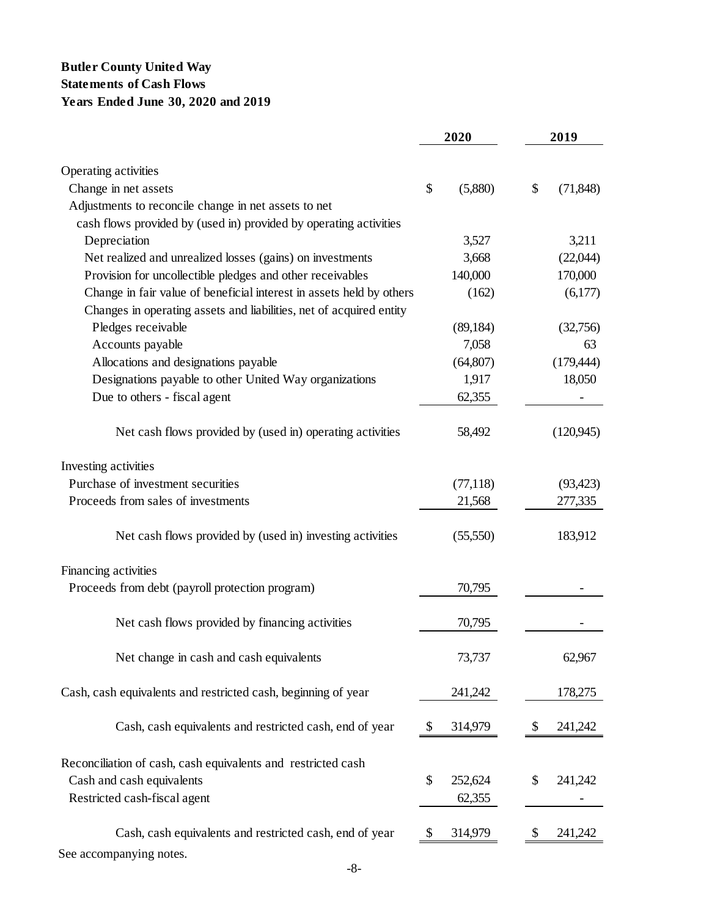**Butler County United Way**
**Statements of Cash Flows**
**Years Ended June 30, 2020 and 2019**

| | 2020 | 2019 |
|---|---|---|
| Operating activities | | |
| Change in net assets | $ (5,880) | $ (71,848) |
| Adjustments to reconcile change in net assets to net cash flows provided by (used in) provided by operating activities | | |
| Depreciation | 3,527 | 3,211 |
| Net realized and unrealized losses (gains) on investments | 3,668 | (22,044) |
| Provision for uncollectible pledges and other receivables | 140,000 | 170,000 |
| Change in fair value of beneficial interest in assets held by others | (162) | (6,177) |
| Changes in operating assets and liabilities, net of acquired entity | | |
| Pledges receivable | (89,184) | (32,756) |
| Accounts payable | 7,058 | 63 |
| Allocations and designations payable | (64,807) | (179,444) |
| Designations payable to other United Way organizations | 1,917 | 18,050 |
| Due to others - fiscal agent | 62,355 | - |
| Net cash flows provided by (used in) operating activities | 58,492 | (120,945) |
| Investing activities | | |
| Purchase of investment securities | (77,118) | (93,423) |
| Proceeds from sales of investments | 21,568 | 277,335 |
| Net cash flows provided by (used in) investing activities | (55,550) | 183,912 |
| Financing activities | | |
| Proceeds from debt (payroll protection program) | 70,795 | - |
| Net cash flows provided by financing activities | 70,795 | - |
| Net change in cash and cash equivalents | 73,737 | 62,967 |
| Cash, cash equivalents and restricted cash, beginning of year | 241,242 | 178,275 |
| Cash, cash equivalents and restricted cash, end of year | $ 314,979 | $ 241,242 |
| Reconciliation of cash, cash equivalents and restricted cash | | |
| Cash and cash equivalents | $ 252,624 | $ 241,242 |
| Restricted cash-fiscal agent | 62,355 | - |
| Cash, cash equivalents and restricted cash, end of year | $ 314,979 | $ 241,242 |

See accompanying notes.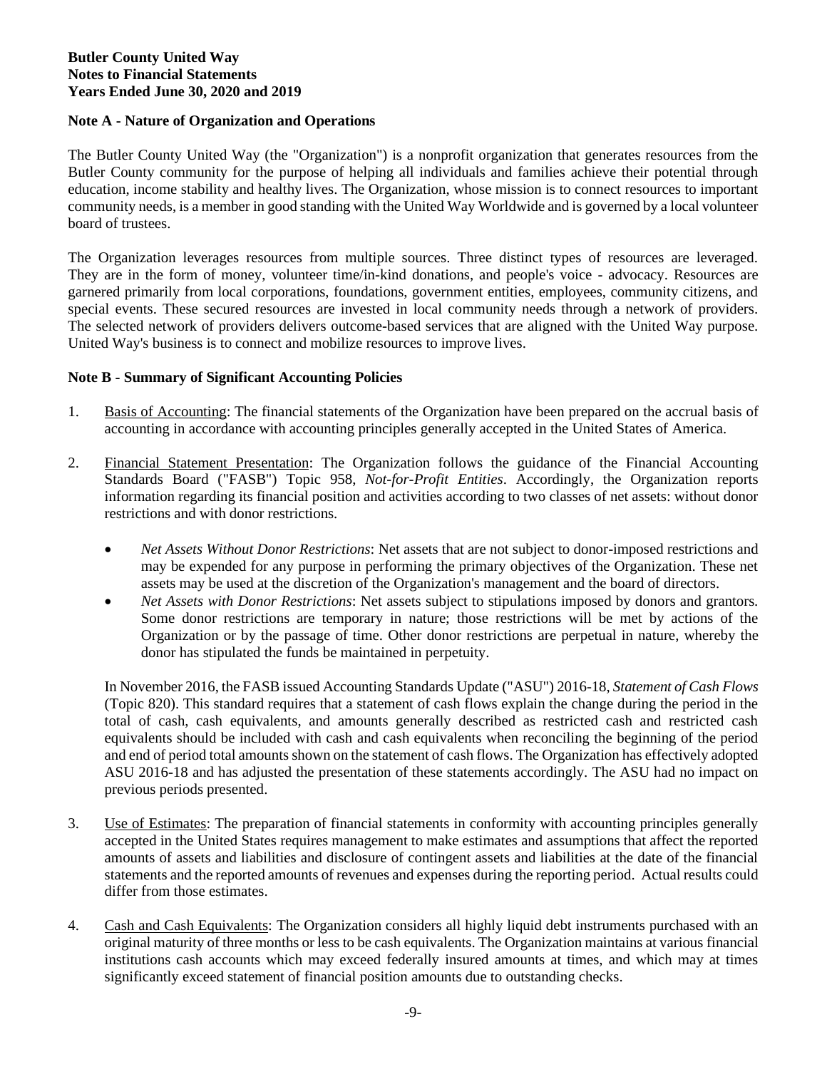**Butler County United Way**
**Notes to Financial Statements**
**Years Ended June 30, 2020 and 2019**

## Note A - Nature of Organization and Operations

The Butler County United Way (the "Organization") is a nonprofit organization that generates resources from the Butler County community for the purpose of helping all individuals and families achieve their potential through education, income stability and healthy lives. The Organization, whose mission is to connect resources to important community needs, is a member in good standing with the United Way Worldwide and is governed by a local volunteer board of trustees.

The Organization leverages resources from multiple sources. Three distinct types of resources are leveraged. They are in the form of money, volunteer time/in-kind donations, and people's voice - advocacy. Resources are garnered primarily from local corporations, foundations, government entities, employees, community citizens, and special events. These secured resources are invested in local community needs through a network of providers. The selected network of providers delivers outcome-based services that are aligned with the United Way purpose. United Way's business is to connect and mobilize resources to improve lives.

## Note B - Summary of Significant Accounting Policies

1. Basis of Accounting: The financial statements of the Organization have been prepared on the accrual basis of accounting in accordance with accounting principles generally accepted in the United States of America.

2. Financial Statement Presentation: The Organization follows the guidance of the Financial Accounting Standards Board ("FASB") Topic 958, *Not-for-Profit Entities*. Accordingly, the Organization reports information regarding its financial position and activities according to two classes of net assets: without donor restrictions and with donor restrictions.

   - *Net Assets Without Donor Restrictions*: Net assets that are not subject to donor-imposed restrictions and may be expended for any purpose in performing the primary objectives of the Organization. These net assets may be used at the discretion of the Organization's management and the board of directors.
   - *Net Assets with Donor Restrictions*: Net assets subject to stipulations imposed by donors and grantors. Some donor restrictions are temporary in nature; those restrictions will be met by actions of the Organization or by the passage of time. Other donor restrictions are perpetual in nature, whereby the donor has stipulated the funds be maintained in perpetuity.

   In November 2016, the FASB issued Accounting Standards Update ("ASU") 2016-18, *Statement of Cash Flows* (Topic 820). This standard requires that a statement of cash flows explain the change during the period in the total of cash, cash equivalents, and amounts generally described as restricted cash and restricted cash equivalents should be included with cash and cash equivalents when reconciling the beginning of the period and end of period total amounts shown on the statement of cash flows. The Organization has effectively adopted ASU 2016-18 and has adjusted the presentation of these statements accordingly. The ASU had no impact on previous periods presented.

3. Use of Estimates: The preparation of financial statements in conformity with accounting principles generally accepted in the United States requires management to make estimates and assumptions that affect the reported amounts of assets and liabilities and disclosure of contingent assets and liabilities at the date of the financial statements and the reported amounts of revenues and expenses during the reporting period. Actual results could differ from those estimates.

4. Cash and Cash Equivalents: The Organization considers all highly liquid debt instruments purchased with an original maturity of three months or less to be cash equivalents. The Organization maintains at various financial institutions cash accounts which may exceed federally insured amounts at times, and which may at times significantly exceed statement of financial position amounts due to outstanding checks.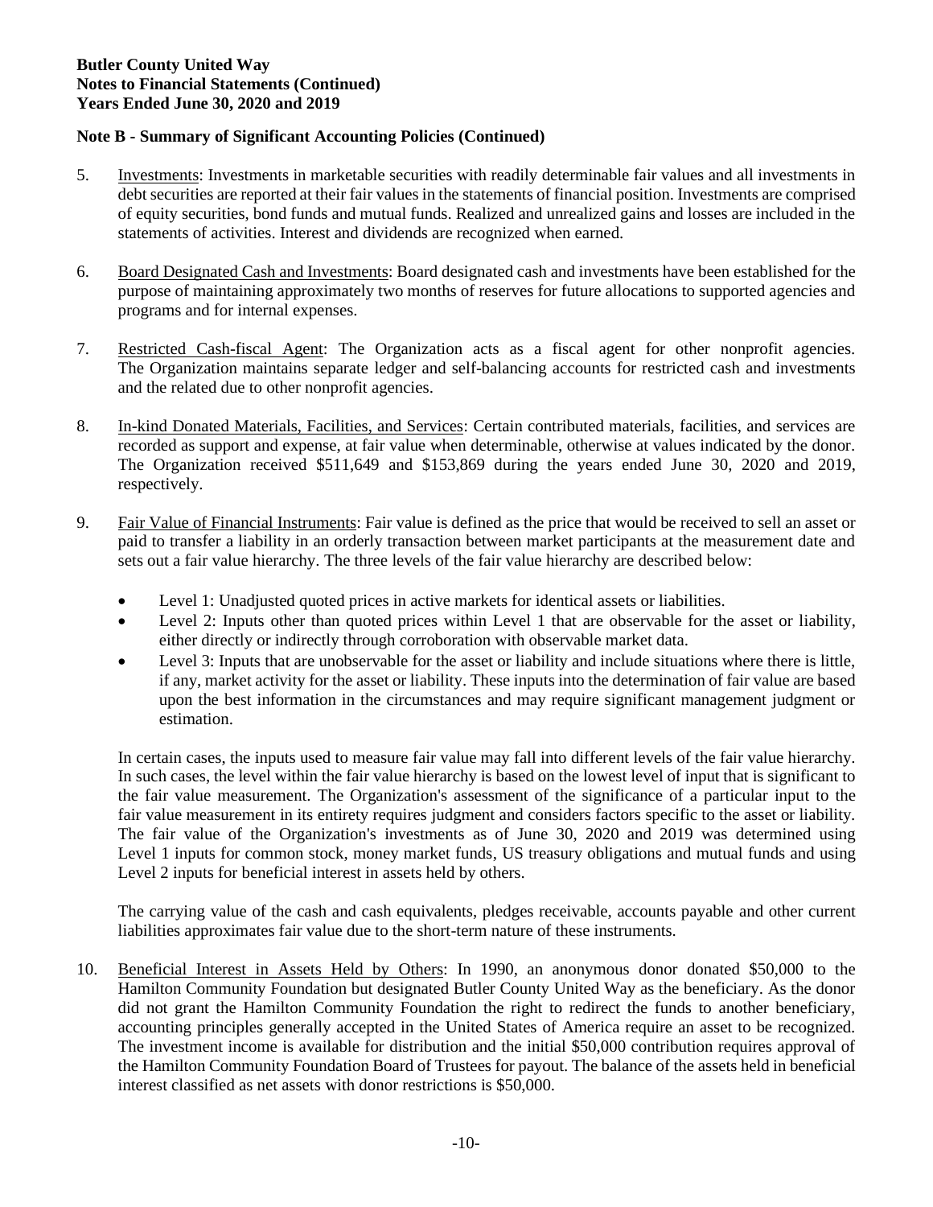**Butler County United Way**
**Notes to Financial Statements (Continued)**
**Years Ended June 30, 2020 and 2019**

## Note B - Summary of Significant Accounting Policies (Continued)

5. Investments: Investments in marketable securities with readily determinable fair values and all investments in debt securities are reported at their fair values in the statements of financial position. Investments are comprised of equity securities, bond funds and mutual funds. Realized and unrealized gains and losses are included in the statements of activities. Interest and dividends are recognized when earned.

6. Board Designated Cash and Investments: Board designated cash and investments have been established for the purpose of maintaining approximately two months of reserves for future allocations to supported agencies and programs and for internal expenses.

7. Restricted Cash-fiscal Agent: The Organization acts as a fiscal agent for other nonprofit agencies. The Organization maintains separate ledger and self-balancing accounts for restricted cash and investments and the related due to other nonprofit agencies.

8. In-kind Donated Materials, Facilities, and Services: Certain contributed materials, facilities, and services are recorded as support and expense, at fair value when determinable, otherwise at values indicated by the donor. The Organization received $511,649 and $153,869 during the years ended June 30, 2020 and 2019, respectively.

9. Fair Value of Financial Instruments: Fair value is defined as the price that would be received to sell an asset or paid to transfer a liability in an orderly transaction between market participants at the measurement date and sets out a fair value hierarchy. The three levels of the fair value hierarchy are described below:

   - Level 1: Unadjusted quoted prices in active markets for identical assets or liabilities.
   - Level 2: Inputs other than quoted prices within Level 1 that are observable for the asset or liability, either directly or indirectly through corroboration with observable market data.
   - Level 3: Inputs that are unobservable for the asset or liability and include situations where there is little, if any, market activity for the asset or liability. These inputs into the determination of fair value are based upon the best information in the circumstances and may require significant management judgment or estimation.

   In certain cases, the inputs used to measure fair value may fall into different levels of the fair value hierarchy. In such cases, the level within the fair value hierarchy is based on the lowest level of input that is significant to the fair value measurement. The Organization's assessment of the significance of a particular input to the fair value measurement in its entirety requires judgment and considers factors specific to the asset or liability. The fair value of the Organization's investments as of June 30, 2020 and 2019 was determined using Level 1 inputs for common stock, money market funds, US treasury obligations and mutual funds and using Level 2 inputs for beneficial interest in assets held by others.

   The carrying value of the cash and cash equivalents, pledges receivable, accounts payable and other current liabilities approximates fair value due to the short-term nature of these instruments.

10. Beneficial Interest in Assets Held by Others: In 1990, an anonymous donor donated $50,000 to the Hamilton Community Foundation but designated Butler County United Way as the beneficiary. As the donor did not grant the Hamilton Community Foundation the right to redirect the funds to another beneficiary, accounting principles generally accepted in the United States of America require an asset to be recognized. The investment income is available for distribution and the initial $50,000 contribution requires approval of the Hamilton Community Foundation Board of Trustees for payout. The balance of the assets held in beneficial interest classified as net assets with donor restrictions is $50,000.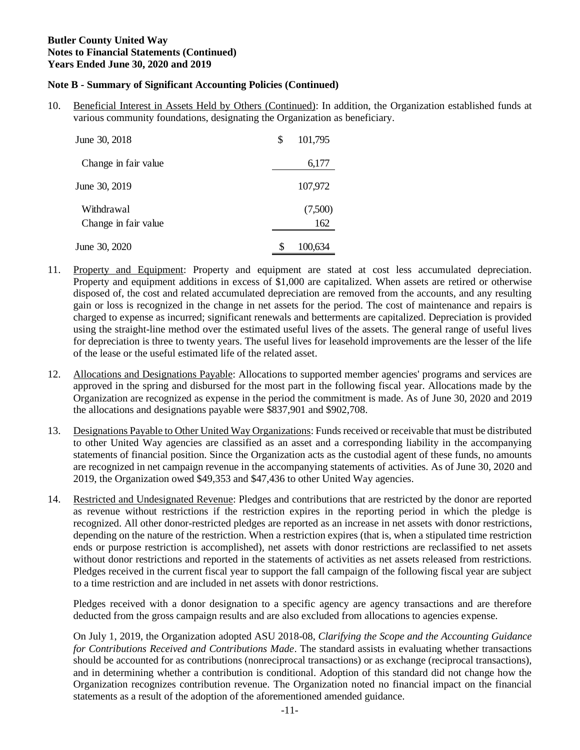**Butler County United Way**
**Notes to Financial Statements (Continued)**
**Years Ended June 30, 2020 and 2019**

**Note B - Summary of Significant Accounting Policies (Continued)**

10. Beneficial Interest in Assets Held by Others (Continued): In addition, the Organization established funds at various community foundations, designating the Organization as beneficiary.

| | |
|---|---|
| June 30, 2018 | $ 101,795 |
| Change in fair value | 6,177 |
| June 30, 2019 | 107,972 |
| Withdrawal | (7,500) |
| Change in fair value | 162 |
| June 30, 2020 | $ 100,634 |

11. Property and Equipment: Property and equipment are stated at cost less accumulated depreciation. Property and equipment additions in excess of $1,000 are capitalized. When assets are retired or otherwise disposed of, the cost and related accumulated depreciation are removed from the accounts, and any resulting gain or loss is recognized in the change in net assets for the period. The cost of maintenance and repairs is charged to expense as incurred; significant renewals and betterments are capitalized. Depreciation is provided using the straight-line method over the estimated useful lives of the assets. The general range of useful lives for depreciation is three to twenty years. The useful lives for leasehold improvements are the lesser of the life of the lease or the useful estimated life of the related asset.

12. Allocations and Designations Payable: Allocations to supported member agencies' programs and services are approved in the spring and disbursed for the most part in the following fiscal year. Allocations made by the Organization are recognized as expense in the period the commitment is made. As of June 30, 2020 and 2019 the allocations and designations payable were $837,901 and $902,708.

13. Designations Payable to Other United Way Organizations: Funds received or receivable that must be distributed to other United Way agencies are classified as an asset and a corresponding liability in the accompanying statements of financial position. Since the Organization acts as the custodial agent of these funds, no amounts are recognized in net campaign revenue in the accompanying statements of activities. As of June 30, 2020 and 2019, the Organization owed $49,353 and $47,436 to other United Way agencies.

14. Restricted and Undesignated Revenue: Pledges and contributions that are restricted by the donor are reported as revenue without restrictions if the restriction expires in the reporting period in which the pledge is recognized. All other donor-restricted pledges are reported as an increase in net assets with donor restrictions, depending on the nature of the restriction. When a restriction expires (that is, when a stipulated time restriction ends or purpose restriction is accomplished), net assets with donor restrictions are reclassified to net assets without donor restrictions and reported in the statements of activities as net assets released from restrictions. Pledges received in the current fiscal year to support the fall campaign of the following fiscal year are subject to a time restriction and are included in net assets with donor restrictions.

    Pledges received with a donor designation to a specific agency are agency transactions and are therefore deducted from the gross campaign results and are also excluded from allocations to agencies expense.

    On July 1, 2019, the Organization adopted ASU 2018-08, *Clarifying the Scope and the Accounting Guidance for Contributions Received and Contributions Made*. The standard assists in evaluating whether transactions should be accounted for as contributions (nonreciprocal transactions) or as exchange (reciprocal transactions), and in determining whether a contribution is conditional. Adoption of this standard did not change how the Organization recognizes contribution revenue. The Organization noted no financial impact on the financial statements as a result of the adoption of the aforementioned amended guidance.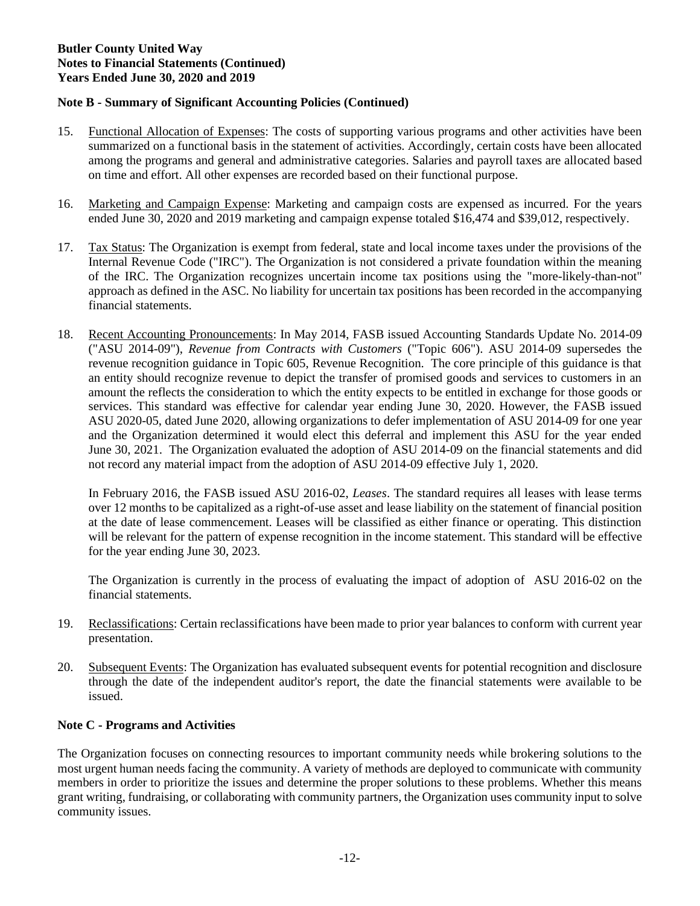**Butler County United Way**
**Notes to Financial Statements (Continued)**
**Years Ended June 30, 2020 and 2019**

**Note B - Summary of Significant Accounting Policies (Continued)**

15. Functional Allocation of Expenses: The costs of supporting various programs and other activities have been summarized on a functional basis in the statement of activities. Accordingly, certain costs have been allocated among the programs and general and administrative categories. Salaries and payroll taxes are allocated based on time and effort. All other expenses are recorded based on their functional purpose.

16. Marketing and Campaign Expense: Marketing and campaign costs are expensed as incurred. For the years ended June 30, 2020 and 2019 marketing and campaign expense totaled $16,474 and $39,012, respectively.

17. Tax Status: The Organization is exempt from federal, state and local income taxes under the provisions of the Internal Revenue Code ("IRC"). The Organization is not considered a private foundation within the meaning of the IRC. The Organization recognizes uncertain income tax positions using the "more-likely-than-not" approach as defined in the ASC. No liability for uncertain tax positions has been recorded in the accompanying financial statements.

18. Recent Accounting Pronouncements: In May 2014, FASB issued Accounting Standards Update No. 2014-09 ("ASU 2014-09"), *Revenue from Contracts with Customers* ("Topic 606"). ASU 2014-09 supersedes the revenue recognition guidance in Topic 605, Revenue Recognition. The core principle of this guidance is that an entity should recognize revenue to depict the transfer of promised goods and services to customers in an amount the reflects the consideration to which the entity expects to be entitled in exchange for those goods or services. This standard was effective for calendar year ending June 30, 2020. However, the FASB issued ASU 2020-05, dated June 2020, allowing organizations to defer implementation of ASU 2014-09 for one year and the Organization determined it would elect this deferral and implement this ASU for the year ended June 30, 2021. The Organization evaluated the adoption of ASU 2014-09 on the financial statements and did not record any material impact from the adoption of ASU 2014-09 effective July 1, 2020.

    In February 2016, the FASB issued ASU 2016-02, *Leases*. The standard requires all leases with lease terms over 12 months to be capitalized as a right-of-use asset and lease liability on the statement of financial position at the date of lease commencement. Leases will be classified as either finance or operating. This distinction will be relevant for the pattern of expense recognition in the income statement. This standard will be effective for the year ending June 30, 2023.

    The Organization is currently in the process of evaluating the impact of adoption of ASU 2016-02 on the financial statements.

19. Reclassifications: Certain reclassifications have been made to prior year balances to conform with current year presentation.

20. Subsequent Events: The Organization has evaluated subsequent events for potential recognition and disclosure through the date of the independent auditor's report, the date the financial statements were available to be issued.

**Note C - Programs and Activities**

The Organization focuses on connecting resources to important community needs while brokering solutions to the most urgent human needs facing the community. A variety of methods are deployed to communicate with community members in order to prioritize the issues and determine the proper solutions to these problems. Whether this means grant writing, fundraising, or collaborating with community partners, the Organization uses community input to solve community issues.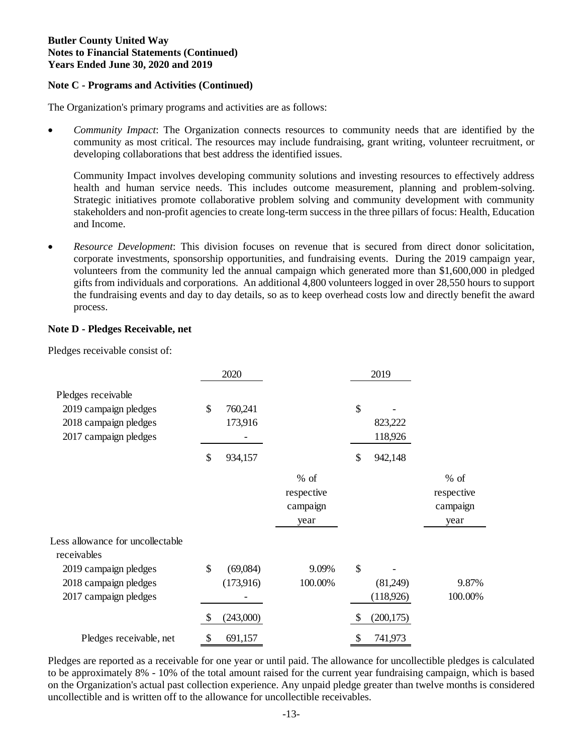**Butler County United Way**
**Notes to Financial Statements (Continued)**
**Years Ended June 30, 2020 and 2019**

**Note C - Programs and Activities (Continued)**

The Organization's primary programs and activities are as follows:

- *Community Impact*: The Organization connects resources to community needs that are identified by the community as most critical. The resources may include fundraising, grant writing, volunteer recruitment, or developing collaborations that best address the identified issues.

  Community Impact involves developing community solutions and investing resources to effectively address health and human service needs. This includes outcome measurement, planning and problem-solving. Strategic initiatives promote collaborative problem solving and community development with community stakeholders and non-profit agencies to create long-term success in the three pillars of focus: Health, Education and Income.

- *Resource Development*: This division focuses on revenue that is secured from direct donor solicitation, corporate investments, sponsorship opportunities, and fundraising events. During the 2019 campaign year, volunteers from the community led the annual campaign which generated more than $1,600,000 in pledged gifts from individuals and corporations. An additional 4,800 volunteers logged in over 28,550 hours to support the fundraising events and day to day details, so as to keep overhead costs low and directly benefit the award process.

**Note D - Pledges Receivable, net**

Pledges receivable consist of:

| | 2020 | % of respective campaign year | 2019 | % of respective campaign year |
|---|---|---|---|---|
| Pledges receivable | | | | |
| 2019 campaign pledges | $ 760,241 | | $ - | |
| 2018 campaign pledges | 173,916 | | 823,222 | |
| 2017 campaign pledges | - | | 118,926 | |
| | $ 934,157 | | $ 942,148 | |
| Less allowance for uncollectable receivables | | | | |
| 2019 campaign pledges | $ (69,084) | 9.09% | $ - | |
| 2018 campaign pledges | (173,916) | 100.00% | (81,249) | 9.87% |
| 2017 campaign pledges | - | | (118,926) | 100.00% |
| | $ (243,000) | | $ (200,175) | |
| Pledges receivable, net | $ 691,157 | | $ 741,973 | |

Pledges are reported as a receivable for one year or until paid. The allowance for uncollectible pledges is calculated to be approximately 8% - 10% of the total amount raised for the current year fundraising campaign, which is based on the Organization's actual past collection experience. Any unpaid pledge greater than twelve months is considered uncollectible and is written off to the allowance for uncollectible receivables.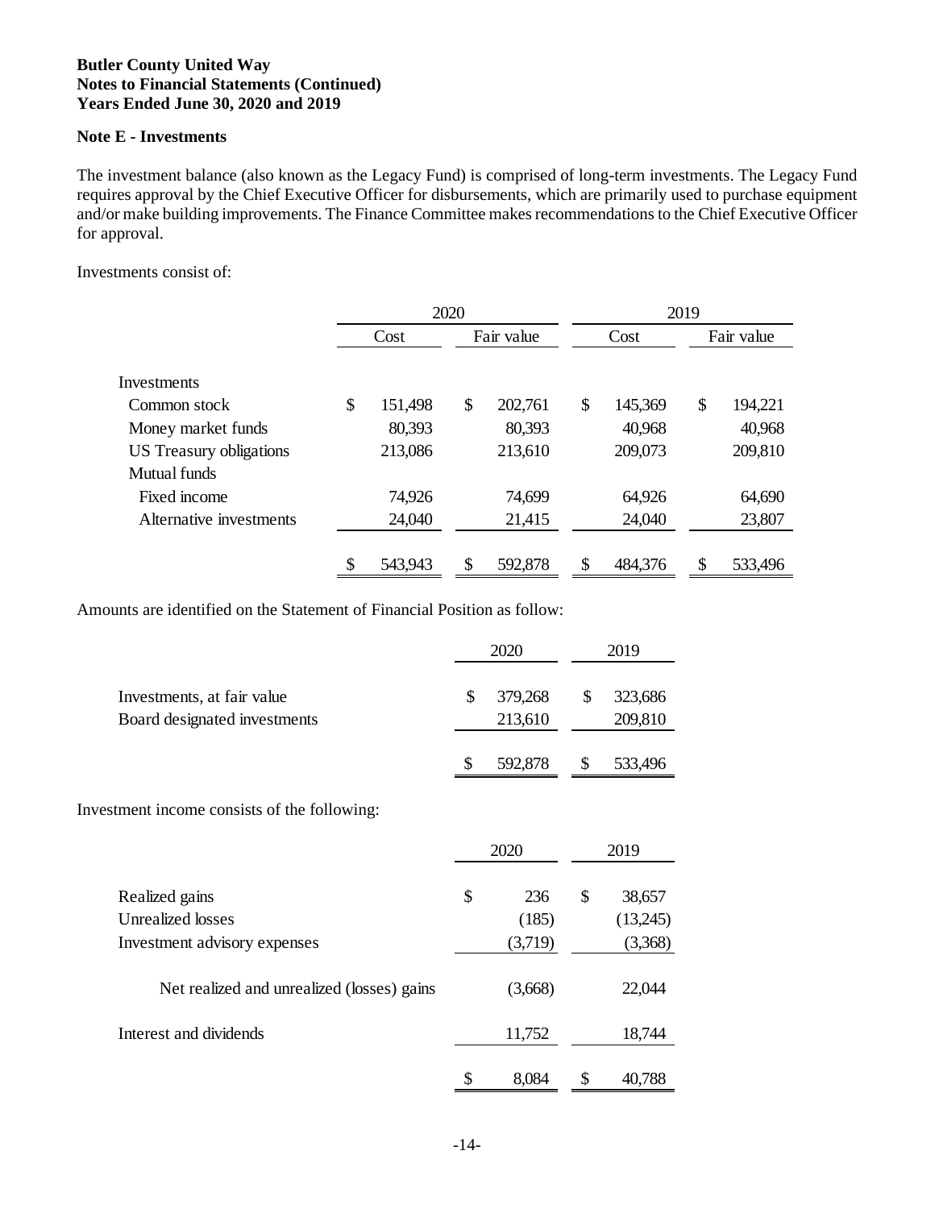**Butler County United Way**
**Notes to Financial Statements (Continued)**
**Years Ended June 30, 2020 and 2019**

**Note E - Investments**

The investment balance (also known as the Legacy Fund) is comprised of long-term investments. The Legacy Fund requires approval by the Chief Executive Officer for disbursements, which are primarily used to purchase equipment and/or make building improvements. The Finance Committee makes recommendations to the Chief Executive Officer for approval.

Investments consist of:

| | 2020 | | 2019 | |
|---|---|---|---|---|
| | Cost | Fair value | Cost | Fair value |
| Investments | | | | |
| Common stock | $ 151,498 | $ 202,761 | $ 145,369 | $ 194,221 |
| Money market funds | 80,393 | 80,393 | 40,968 | 40,968 |
| US Treasury obligations | 213,086 | 213,610 | 209,073 | 209,810 |
| Mutual funds | | | | |
| Fixed income | 74,926 | 74,699 | 64,926 | 64,690 |
| Alternative investments | 24,040 | 21,415 | 24,040 | 23,807 |
| | $ 543,943 | $ 592,878 | $ 484,376 | $ 533,496 |

Amounts are identified on the Statement of Financial Position as follow:

| | 2020 | 2019 |
|---|---|---|
| Investments, at fair value | $ 379,268 | $ 323,686 |
| Board designated investments | 213,610 | 209,810 |
| | $ 592,878 | $ 533,496 |

Investment income consists of the following:

| | 2020 | 2019 |
|---|---|---|
| Realized gains | $ 236 | $ 38,657 |
| Unrealized losses | (185) | (13,245) |
| Investment advisory expenses | (3,719) | (3,368) |
| Net realized and unrealized (losses) gains | (3,668) | 22,044 |
| Interest and dividends | 11,752 | 18,744 |
| | $ 8,084 | $ 40,788 |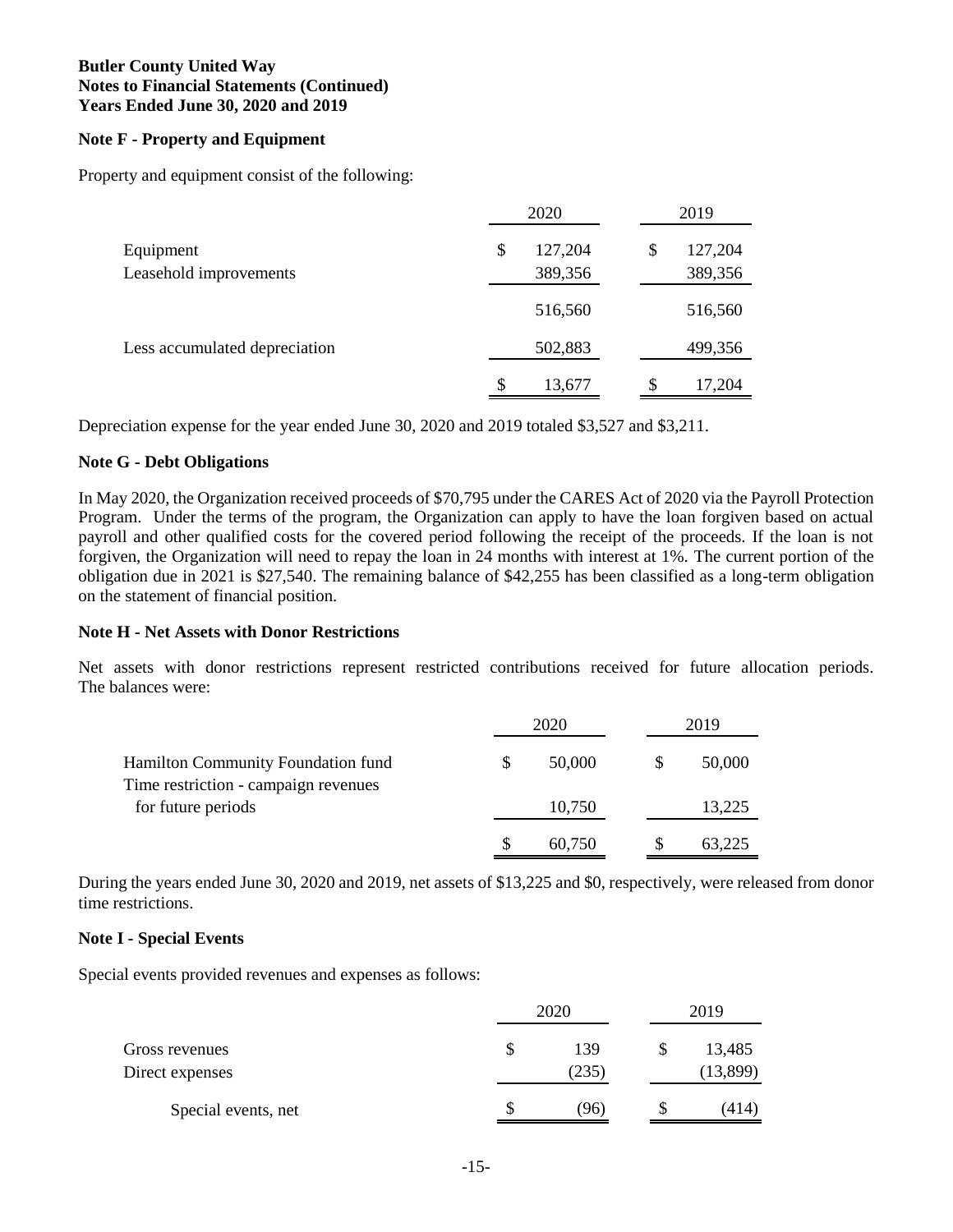**Butler County United Way**
**Notes to Financial Statements (Continued)**
**Years Ended June 30, 2020 and 2019**

**Note F - Property and Equipment**

Property and equipment consist of the following:

| | 2020 | 2019 |
|---|---|---|
| Equipment | $ 127,204 | $ 127,204 |
| Leasehold improvements | 389,356 | 389,356 |
| | 516,560 | 516,560 |
| Less accumulated depreciation | 502,883 | 499,356 |
| | $ 13,677 | $ 17,204 |

Depreciation expense for the year ended June 30, 2020 and 2019 totaled $3,527 and $3,211.

**Note G - Debt Obligations**

In May 2020, the Organization received proceeds of $70,795 under the CARES Act of 2020 via the Payroll Protection Program. Under the terms of the program, the Organization can apply to have the loan forgiven based on actual payroll and other qualified costs for the covered period following the receipt of the proceeds. If the loan is not forgiven, the Organization will need to repay the loan in 24 months with interest at 1%. The current portion of the obligation due in 2021 is $27,540. The remaining balance of $42,255 has been classified as a long-term obligation on the statement of financial position.

**Note H - Net Assets with Donor Restrictions**

Net assets with donor restrictions represent restricted contributions received for future allocation periods. The balances were:

| | 2020 | 2019 |
|---|---|---|
| Hamilton Community Foundation fund | $ 50,000 | $ 50,000 |
| Time restriction - campaign revenues for future periods | 10,750 | 13,225 |
| | $ 60,750 | $ 63,225 |

During the years ended June 30, 2020 and 2019, net assets of $13,225 and $0, respectively, were released from donor time restrictions.

**Note I - Special Events**

Special events provided revenues and expenses as follows:

| | 2020 | 2019 |
|---|---|---|
| Gross revenues | $ 139 | $ 13,485 |
| Direct expenses | (235) | (13,899) |
| Special events, net | $ (96) | $ (414) |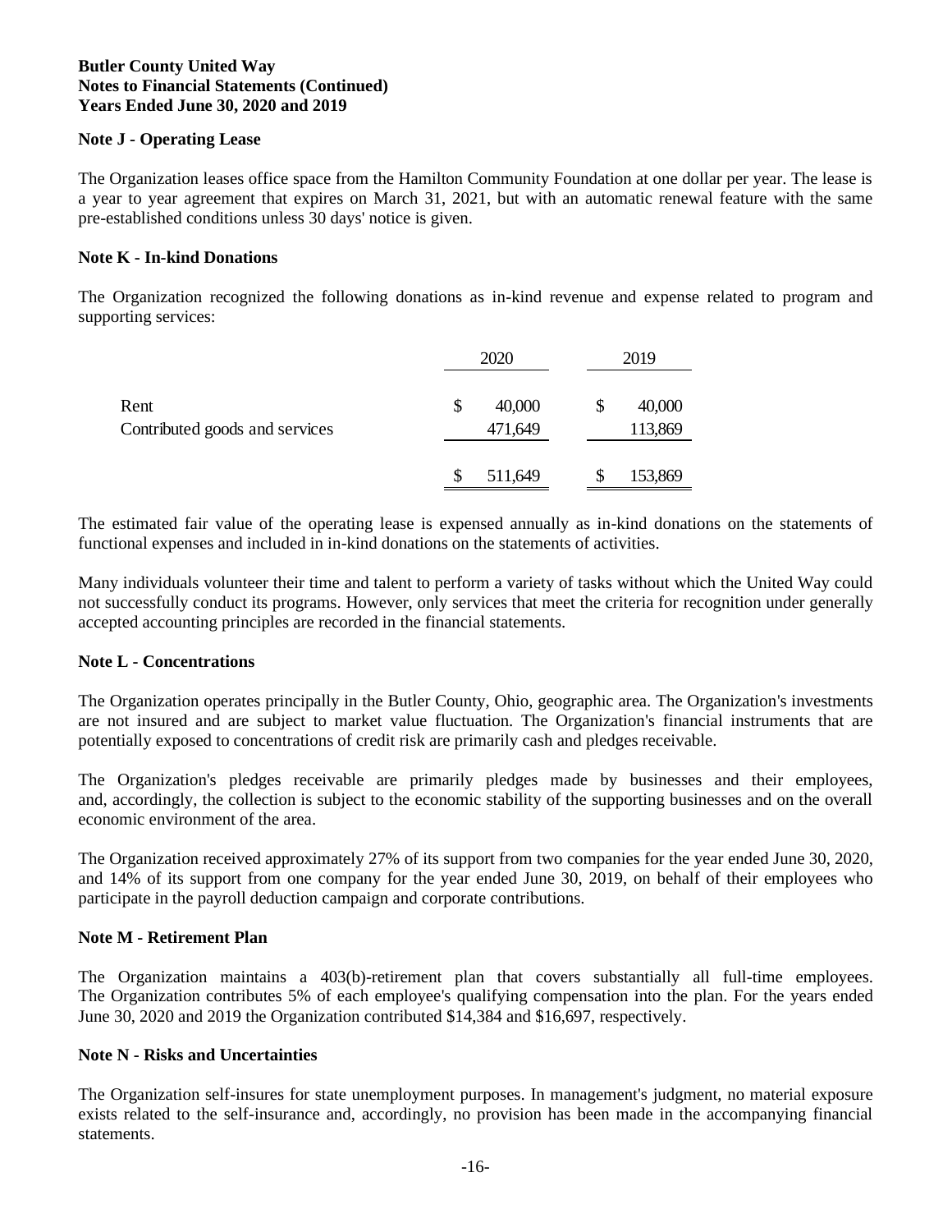**Butler County United Way**
**Notes to Financial Statements (Continued)**
**Years Ended June 30, 2020 and 2019**

## Note J - Operating Lease

The Organization leases office space from the Hamilton Community Foundation at one dollar per year. The lease is a year to year agreement that expires on March 31, 2021, but with an automatic renewal feature with the same pre-established conditions unless 30 days' notice is given.

## Note K - In-kind Donations

The Organization recognized the following donations as in-kind revenue and expense related to program and supporting services:

| | 2020 | 2019 |
|---|---|---|
| Rent | $ 40,000 | $ 40,000 |
| Contributed goods and services | 471,649 | 113,869 |
| | $ 511,649 | $ 153,869 |

The estimated fair value of the operating lease is expensed annually as in-kind donations on the statements of functional expenses and included in in-kind donations on the statements of activities.

Many individuals volunteer their time and talent to perform a variety of tasks without which the United Way could not successfully conduct its programs. However, only services that meet the criteria for recognition under generally accepted accounting principles are recorded in the financial statements.

## Note L - Concentrations

The Organization operates principally in the Butler County, Ohio, geographic area. The Organization's investments are not insured and are subject to market value fluctuation. The Organization's financial instruments that are potentially exposed to concentrations of credit risk are primarily cash and pledges receivable.

The Organization's pledges receivable are primarily pledges made by businesses and their employees, and, accordingly, the collection is subject to the economic stability of the supporting businesses and on the overall economic environment of the area.

The Organization received approximately 27% of its support from two companies for the year ended June 30, 2020, and 14% of its support from one company for the year ended June 30, 2019, on behalf of their employees who participate in the payroll deduction campaign and corporate contributions.

## Note M - Retirement Plan

The Organization maintains a 403(b)-retirement plan that covers substantially all full-time employees. The Organization contributes 5% of each employee's qualifying compensation into the plan. For the years ended June 30, 2020 and 2019 the Organization contributed $14,384 and $16,697, respectively.

## Note N - Risks and Uncertainties

The Organization self-insures for state unemployment purposes. In management's judgment, no material exposure exists related to the self-insurance and, accordingly, no provision has been made in the accompanying financial statements.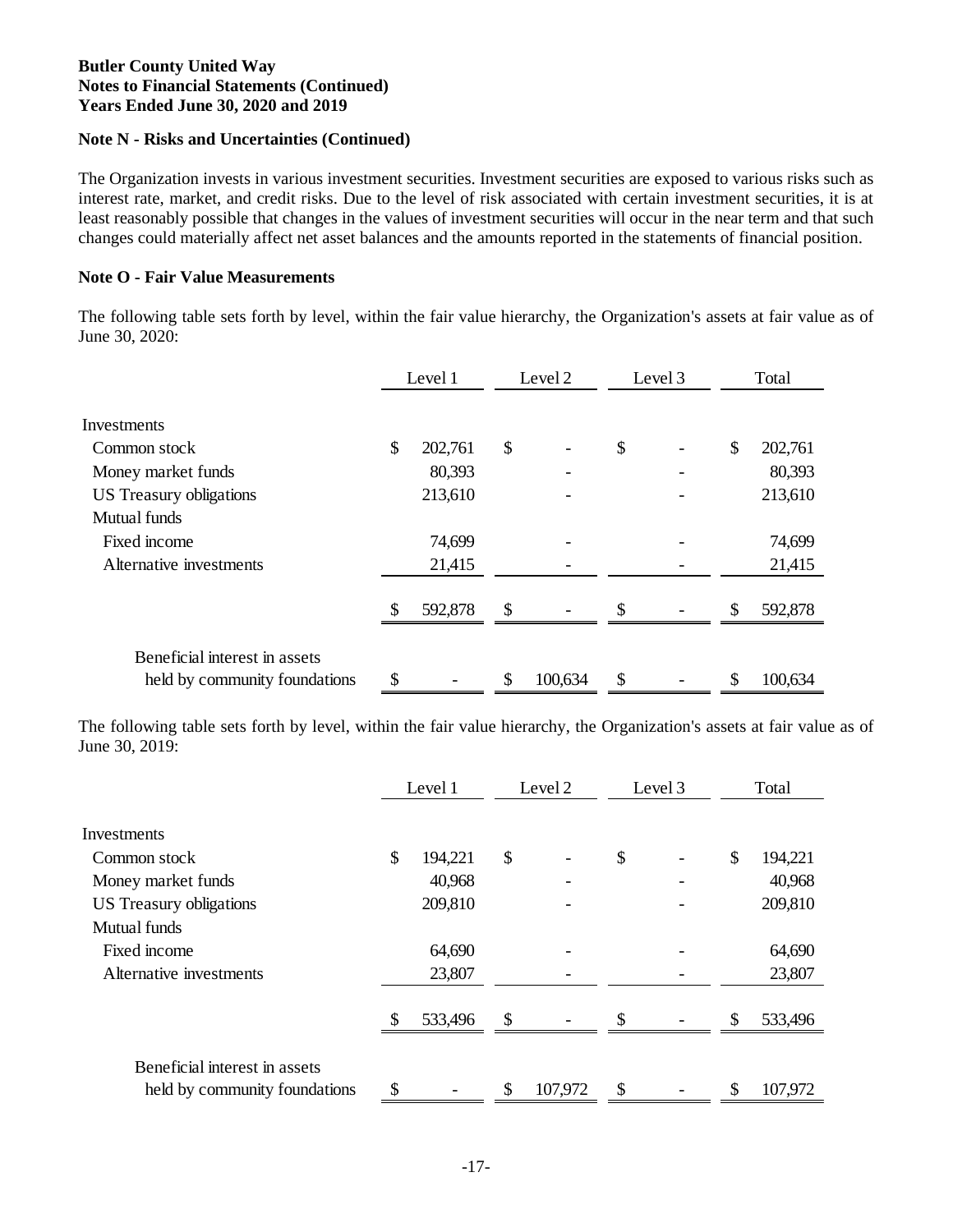**Butler County United Way**
**Notes to Financial Statements (Continued)**
**Years Ended June 30, 2020 and 2019**

**Note N - Risks and Uncertainties (Continued)**

The Organization invests in various investment securities. Investment securities are exposed to various risks such as interest rate, market, and credit risks. Due to the level of risk associated with certain investment securities, it is at least reasonably possible that changes in the values of investment securities will occur in the near term and that such changes could materially affect net asset balances and the amounts reported in the statements of financial position.

**Note O - Fair Value Measurements**

The following table sets forth by level, within the fair value hierarchy, the Organization's assets at fair value as of June 30, 2020:

| | Level 1 | Level 2 | Level 3 | Total |
|---|---|---|---|---|
| Investments | | | | |
| Common stock | $ 202,761 | $ - | $ - | $ 202,761 |
| Money market funds | 80,393 | - | - | 80,393 |
| US Treasury obligations | 213,610 | - | - | 213,610 |
| Mutual funds | | | | |
| Fixed income | 74,699 | - | - | 74,699 |
| Alternative investments | 21,415 | - | - | 21,415 |
| | $ 592,878 | $ - | $ - | $ 592,878 |
| Beneficial interest in assets held by community foundations | $ - | $ 100,634 | $ - | $ 100,634 |

The following table sets forth by level, within the fair value hierarchy, the Organization's assets at fair value as of June 30, 2019:

| | Level 1 | Level 2 | Level 3 | Total |
|---|---|---|---|---|
| Investments | | | | |
| Common stock | $ 194,221 | $ - | $ - | $ 194,221 |
| Money market funds | 40,968 | - | - | 40,968 |
| US Treasury obligations | 209,810 | - | - | 209,810 |
| Mutual funds | | | | |
| Fixed income | 64,690 | - | - | 64,690 |
| Alternative investments | 23,807 | - | - | 23,807 |
| | $ 533,496 | $ - | $ - | $ 533,496 |
| Beneficial interest in assets held by community foundations | $ - | $ 107,972 | $ - | $ 107,972 |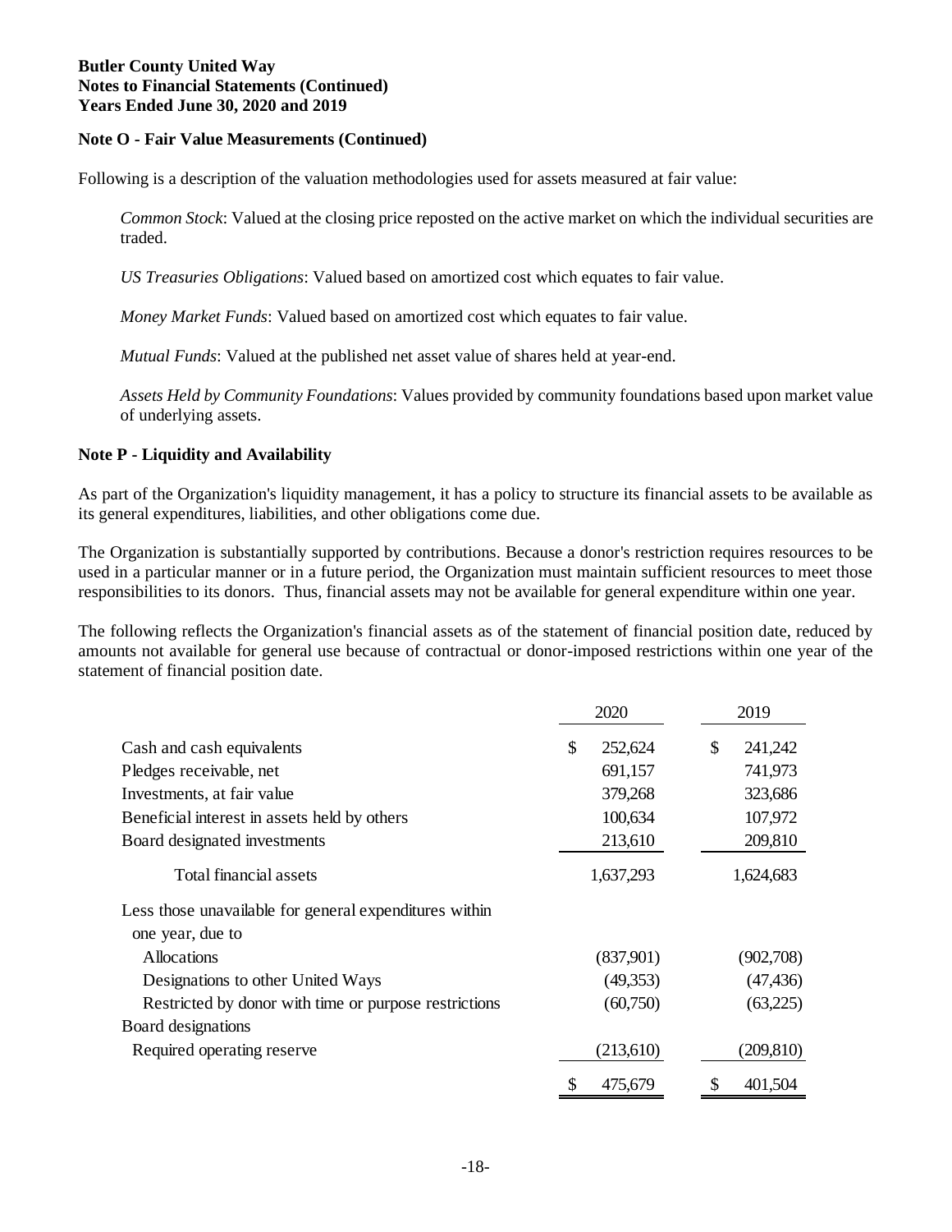**Butler County United Way**
**Notes to Financial Statements (Continued)**
**Years Ended June 30, 2020 and 2019**

**Note O - Fair Value Measurements (Continued)**

Following is a description of the valuation methodologies used for assets measured at fair value:

*Common Stock*: Valued at the closing price reposted on the active market on which the individual securities are traded.

*US Treasuries Obligations*: Valued based on amortized cost which equates to fair value.

*Money Market Funds*: Valued based on amortized cost which equates to fair value.

*Mutual Funds*: Valued at the published net asset value of shares held at year-end.

*Assets Held by Community Foundations*: Values provided by community foundations based upon market value of underlying assets.

**Note P - Liquidity and Availability**

As part of the Organization's liquidity management, it has a policy to structure its financial assets to be available as its general expenditures, liabilities, and other obligations come due.

The Organization is substantially supported by contributions. Because a donor's restriction requires resources to be used in a particular manner or in a future period, the Organization must maintain sufficient resources to meet those responsibilities to its donors. Thus, financial assets may not be available for general expenditure within one year.

The following reflects the Organization's financial assets as of the statement of financial position date, reduced by amounts not available for general use because of contractual or donor-imposed restrictions within one year of the statement of financial position date.

| | 2020 | 2019 |
|---|---|---|
| Cash and cash equivalents | $ 252,624 | $ 241,242 |
| Pledges receivable, net | 691,157 | 741,973 |
| Investments, at fair value | 379,268 | 323,686 |
| Beneficial interest in assets held by others | 100,634 | 107,972 |
| Board designated investments | 213,610 | 209,810 |
| Total financial assets | 1,637,293 | 1,624,683 |
| Less those unavailable for general expenditures within one year, due to | | |
| Allocations | (837,901) | (902,708) |
| Designations to other United Ways | (49,353) | (47,436) |
| Restricted by donor with time or purpose restrictions | (60,750) | (63,225) |
| Board designations | | |
| Required operating reserve | (213,610) | (209,810) |
| | $ 475,679 | $ 401,504 |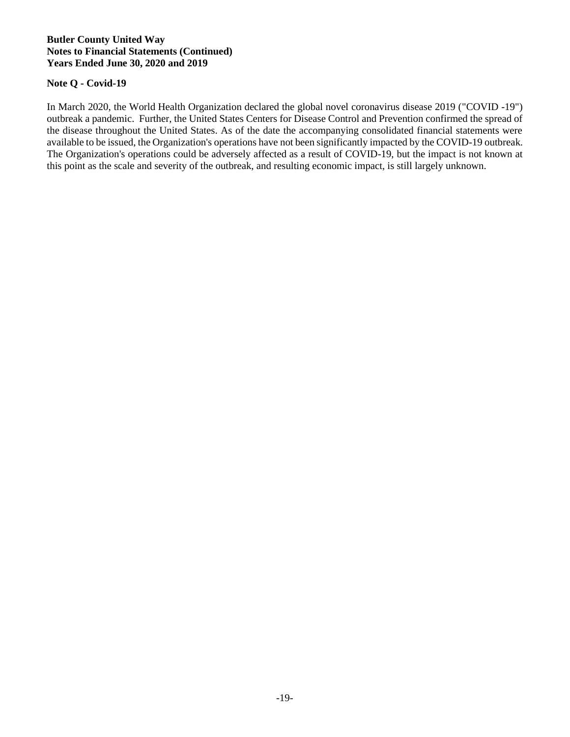## Note Q - Covid-19

In March 2020, the World Health Organization declared the global novel coronavirus disease 2019 ("COVID -19") outbreak a pandemic. Further, the United States Centers for Disease Control and Prevention confirmed the spread of the disease throughout the United States. As of the date the accompanying consolidated financial statements were available to be issued, the Organization's operations have not been significantly impacted by the COVID-19 outbreak. The Organization's operations could be adversely affected as a result of COVID-19, but the impact is not known at this point as the scale and severity of the outbreak, and resulting economic impact, is still largely unknown.